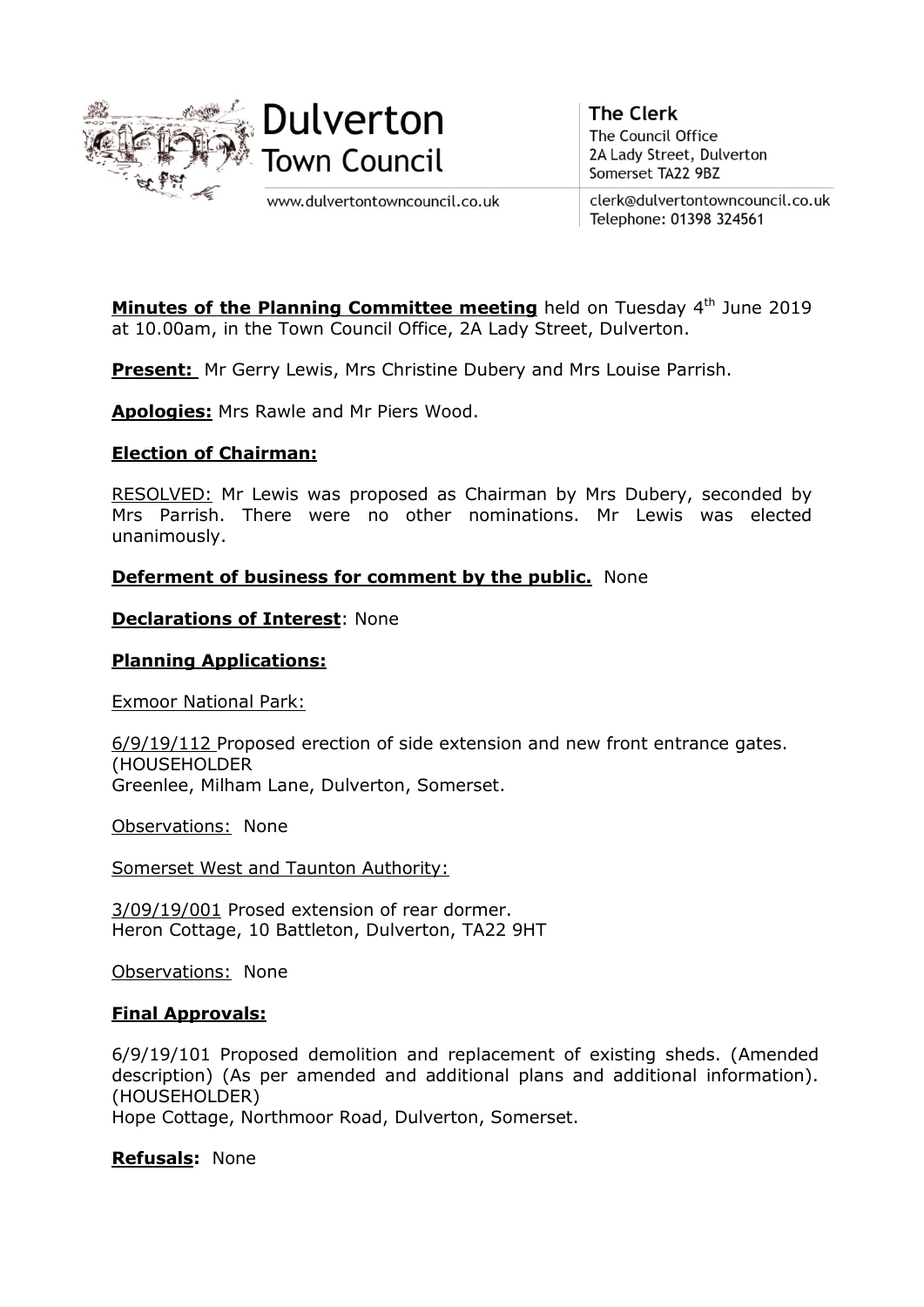# Dulverton Town Council

www.dulvertontowncouncil.co.uk

**The Clerk**
The Council Office
2A Lady Street, Dulverton
Somerset TA22 9BZ

clerk@dulvertontowncouncil.co.uk
Telephone: 01398 324561

**Minutes of the Planning Committee meeting** held on Tuesday 4th June 2019 at 10.00am, in the Town Council Office, 2A Lady Street, Dulverton.

**Present:** Mr Gerry Lewis, Mrs Christine Dubery and Mrs Louise Parrish.

**Apologies:** Mrs Rawle and Mr Piers Wood.

**Election of Chairman:**

RESOLVED: Mr Lewis was proposed as Chairman by Mrs Dubery, seconded by Mrs Parrish. There were no other nominations. Mr Lewis was elected unanimously.

**Deferment of business for comment by the public.** None

**Declarations of Interest**: None

**Planning Applications:**

Exmoor National Park:

6/9/19/112 Proposed erection of side extension and new front entrance gates. (HOUSEHOLDER
Greenlee, Milham Lane, Dulverton, Somerset.

Observations: None

Somerset West and Taunton Authority:

3/09/19/001 Prosed extension of rear dormer.
Heron Cottage, 10 Battleton, Dulverton, TA22 9HT

Observations: None

**Final Approvals:**

6/9/19/101 Proposed demolition and replacement of existing sheds. (Amended description) (As per amended and additional plans and additional information). (HOUSEHOLDER)
Hope Cottage, Northmoor Road, Dulverton, Somerset.

**Refusals:** None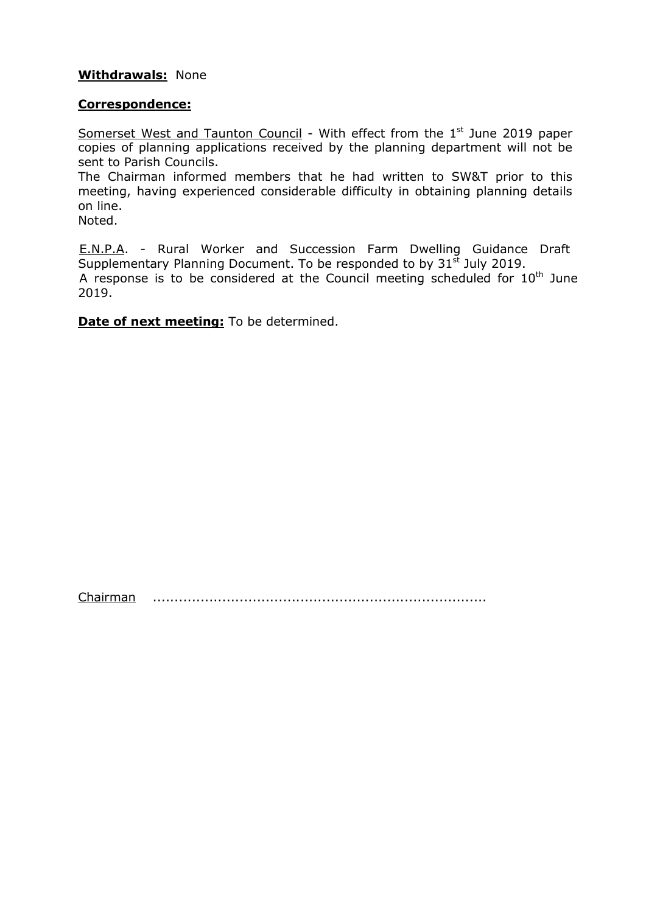**Withdrawals:** None

**Correspondence:**

Somerset West and Taunton Council - With effect from the 1st June 2019 paper copies of planning applications received by the planning department will not be sent to Parish Councils.
The Chairman informed members that he had written to SW&T prior to this meeting, having experienced considerable difficulty in obtaining planning details on line.
Noted.

E.N.P.A. - Rural Worker and Succession Farm Dwelling Guidance Draft Supplementary Planning Document. To be responded to by 31st July 2019.
A response is to be considered at the Council meeting scheduled for 10th June 2019.

**Date of next meeting:** To be determined.

Chairman ............................................................................